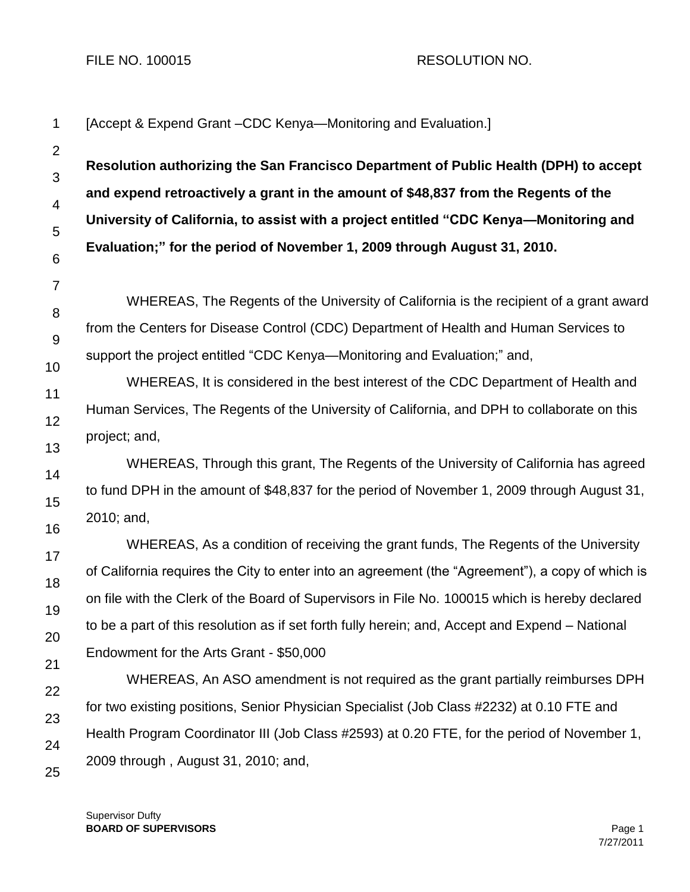FILE NO. 100015 RESOLUTION NO.

[Accept & Expend Grant –CDC Kenya—Monitoring and Evaluation.]

**Resolution authorizing the San Francisco Department of Public Health (DPH) to accept and expend retroactively a grant in the amount of $48,837 from the Regents of the University of California, to assist with a project entitled "CDC Kenya—Monitoring and Evaluation;" for the period of November 1, 2009 through August 31, 2010.**

WHEREAS, The Regents of the University of California is the recipient of a grant award from the Centers for Disease Control (CDC) Department of Health and Human Services to support the project entitled "CDC Kenya—Monitoring and Evaluation;" and,

WHEREAS, It is considered in the best interest of the CDC Department of Health and Human Services, The Regents of the University of California, and DPH to collaborate on this project; and,

WHEREAS, Through this grant, The Regents of the University of California has agreed to fund DPH in the amount of $48,837 for the period of November 1, 2009 through August 31, 2010; and,

WHEREAS, As a condition of receiving the grant funds, The Regents of the University of California requires the City to enter into an agreement (the "Agreement"), a copy of which is on file with the Clerk of the Board of Supervisors in File No. 100015 which is hereby declared to be a part of this resolution as if set forth fully herein; and, Accept and Expend – National Endowment for the Arts Grant - $50,000

WHEREAS, An ASO amendment is not required as the grant partially reimburses DPH for two existing positions, Senior Physician Specialist (Job Class #2232) at 0.10 FTE and Health Program Coordinator III (Job Class #2593) at 0.20 FTE, for the period of November 1, 2009 through , August 31, 2010; and,

Supervisor Dufty
**BOARD OF SUPERVISORS**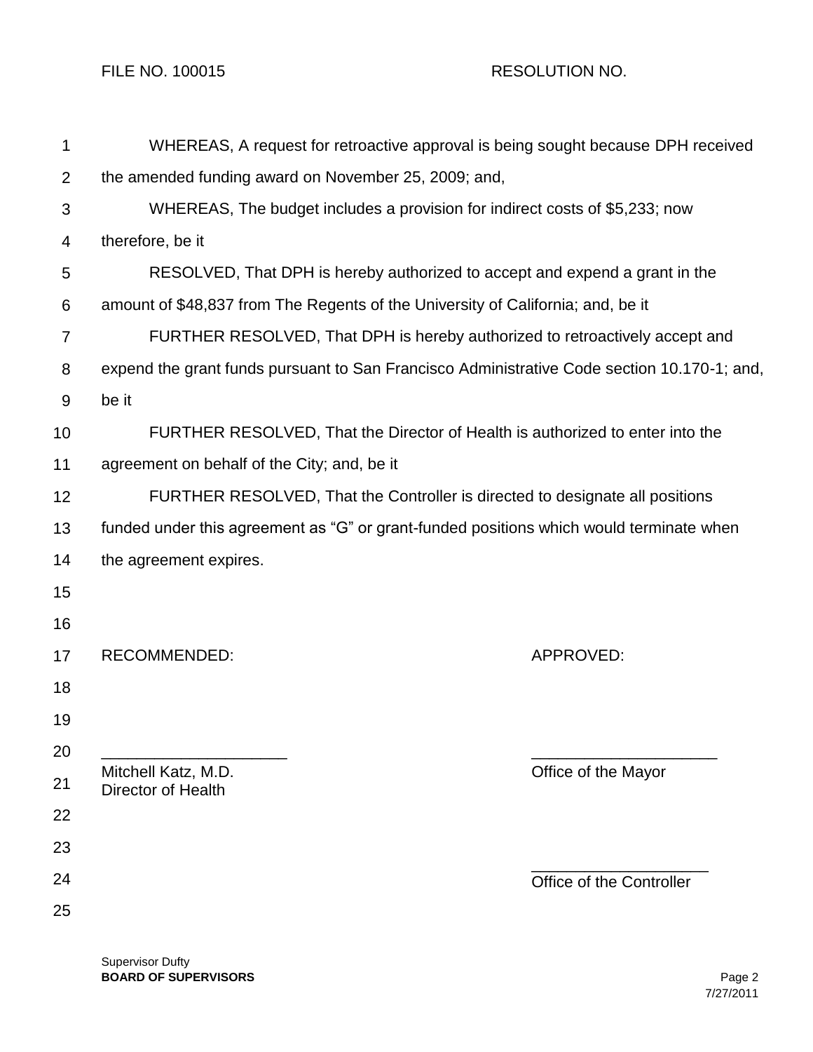WHEREAS, A request for retroactive approval is being sought because DPH received the amended funding award on November 25, 2009; and,

WHEREAS, The budget includes a provision for indirect costs of $5,233; now therefore, be it

RESOLVED, That DPH is hereby authorized to accept and expend a grant in the amount of $48,837 from The Regents of the University of California; and, be it

FURTHER RESOLVED, That DPH is hereby authorized to retroactively accept and expend the grant funds pursuant to San Francisco Administrative Code section 10.170-1; and, be it

FURTHER RESOLVED, That the Director of Health is authorized to enter into the agreement on behalf of the City; and, be it

FURTHER RESOLVED, That the Controller is directed to designate all positions funded under this agreement as "G" or grant-funded positions which would terminate when the agreement expires.

RECOMMENDED:

____________________
Mitchell Katz, M.D.
Director of Health

APPROVED:

____________________
Office of the Mayor

____________________
Office of the Controller